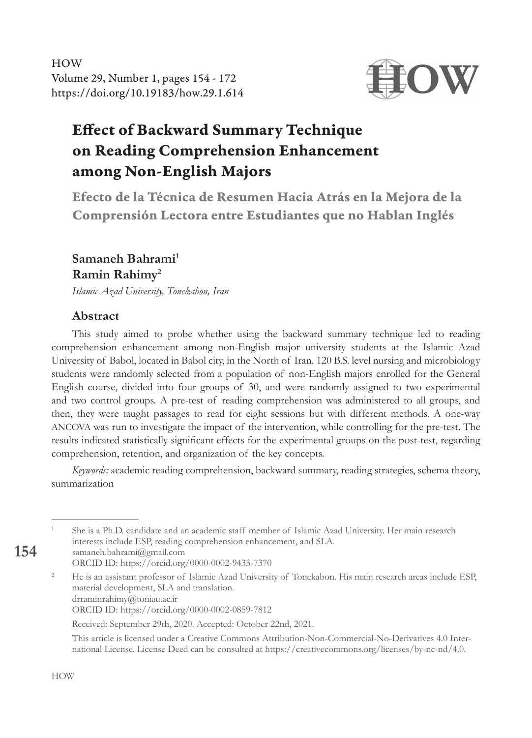# Effect of Backward Summary Technique on Reading Comprehension Enhancement among Non-English Majors

## Efecto de la Técnica de Resumen Hacia Atrás en la Mejora de la Comprensión Lectora entre Estudiantes que no Hablan Inglés

**Samaneh Bahrami**[1]
**Ramin Rahimy**[2]

*Islamic Azad University, Tonekabon, Iran*

### Abstract

This study aimed to probe whether using the backward summary technique led to reading comprehension enhancement among non-English major university students at the Islamic Azad University of Babol, located in Babol city, in the North of Iran. 120 B.S. level nursing and microbiology students were randomly selected from a population of non-English majors enrolled for the General English course, divided into four groups of 30, and were randomly assigned to two experimental and two control groups. A pre-test of reading comprehension was administered to all groups, and then, they were taught passages to read for eight sessions but with different methods. A one-way ANCOVA was run to investigate the impact of the intervention, while controlling for the pre-test. The results indicated statistically significant effects for the experimental groups on the post-test, regarding comprehension, retention, and organization of the key concepts.

*Keywords:* academic reading comprehension, backward summary, reading strategies, schema theory, summarization

---

[1] She is a Ph.D. candidate and an academic staff member of Islamic Azad University. Her main research interests include ESP, reading comprehension enhancement, and SLA.
samaneh.bahrami@gmail.com
ORCID ID: https://orcid.org/0000-0002-9433-7370

[2] He is an assistant professor of Islamic Azad University of Tonekabon. His main research areas include ESP, material development, SLA and translation.
drraminrahimy@toniau.ac.ir
ORCID ID: https://orcid.org/0000-0002-0859-7812

Received: September 29th, 2020. Accepted: October 22nd, 2021.

This article is licensed under a Creative Commons Attribution-Non-Commercial-No-Derivatives 4.0 International License. License Deed can be consulted at https://creativecommons.org/licenses/by-nc-nd/4.0.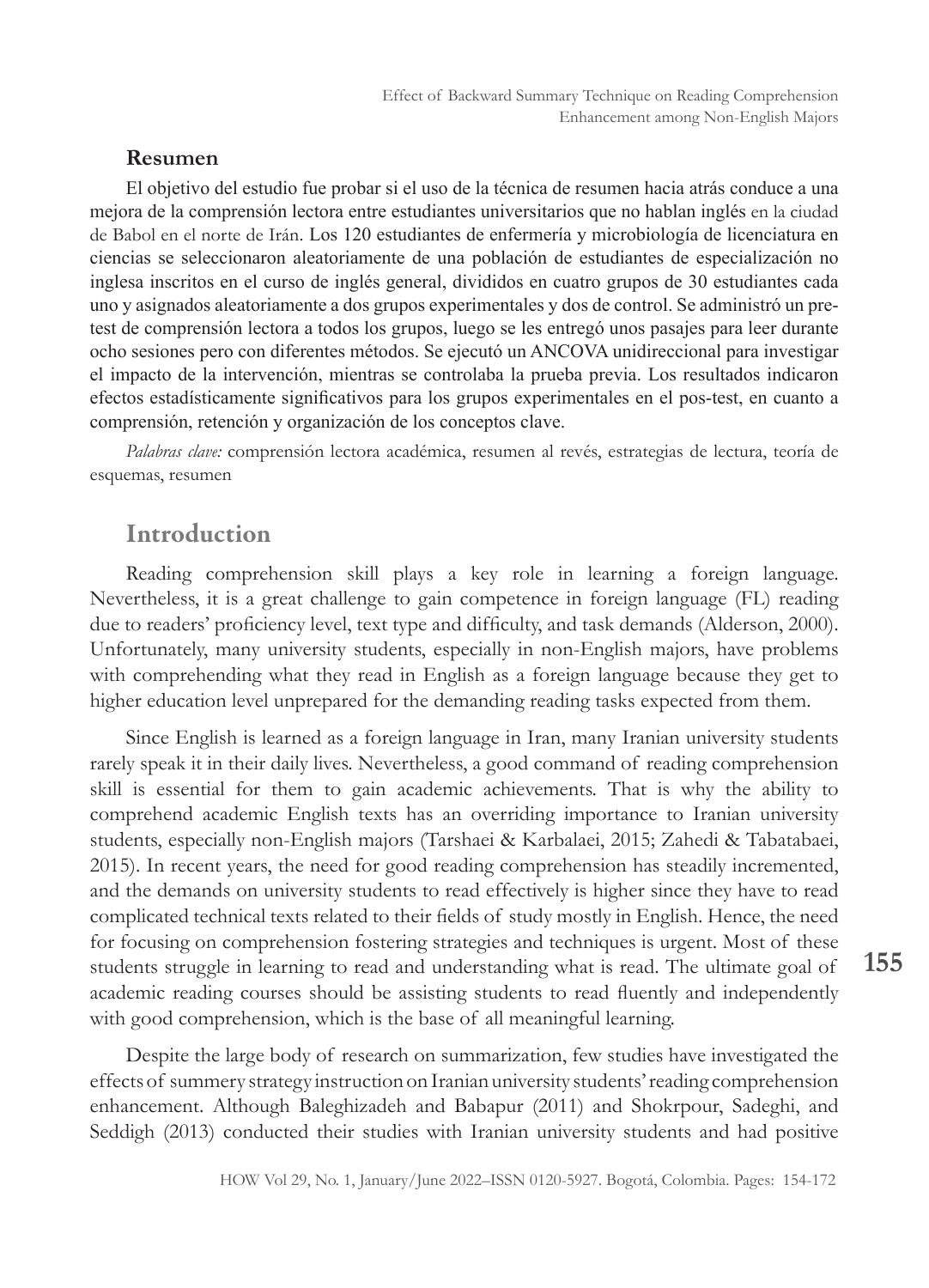## Resumen

El objetivo del estudio fue probar si el uso de la técnica de resumen hacia atrás conduce a una mejora de la comprensión lectora entre estudiantes universitarios que no hablan inglés en la ciudad de Babol en el norte de Irán. Los 120 estudiantes de enfermería y microbiología de licenciatura en ciencias se seleccionaron aleatoriamente de una población de estudiantes de especialización no inglesa inscritos en el curso de inglés general, divididos en cuatro grupos de 30 estudiantes cada uno y asignados aleatoriamente a dos grupos experimentales y dos de control. Se administró un pre-test de comprensión lectora a todos los grupos, luego se les entregó unos pasajes para leer durante ocho sesiones pero con diferentes métodos. Se ejecutó un ANCOVA unidireccional para investigar el impacto de la intervención, mientras se controlaba la prueba previa. Los resultados indicaron efectos estadísticamente significativos para los grupos experimentales en el pos-test, en cuanto a comprensión, retención y organización de los conceptos clave.

*Palabras clave:* comprensión lectora académica, resumen al revés, estrategias de lectura, teoría de esquemas, resumen

## Introduction

Reading comprehension skill plays a key role in learning a foreign language. Nevertheless, it is a great challenge to gain competence in foreign language (FL) reading due to readers' proficiency level, text type and difficulty, and task demands (Alderson, 2000). Unfortunately, many university students, especially in non-English majors, have problems with comprehending what they read in English as a foreign language because they get to higher education level unprepared for the demanding reading tasks expected from them.

Since English is learned as a foreign language in Iran, many Iranian university students rarely speak it in their daily lives. Nevertheless, a good command of reading comprehension skill is essential for them to gain academic achievements. That is why the ability to comprehend academic English texts has an overriding importance to Iranian university students, especially non-English majors (Tarshaei & Karbalaei, 2015; Zahedi & Tabatabaei, 2015). In recent years, the need for good reading comprehension has steadily incremented, and the demands on university students to read effectively is higher since they have to read complicated technical texts related to their fields of study mostly in English. Hence, the need for focusing on comprehension fostering strategies and techniques is urgent. Most of these students struggle in learning to read and understanding what is read. The ultimate goal of academic reading courses should be assisting students to read fluently and independently with good comprehension, which is the base of all meaningful learning.

Despite the large body of research on summarization, few studies have investigated the effects of summery strategy instruction on Iranian university students' reading comprehension enhancement. Although Baleghizadeh and Babapur (2011) and Shokrpour, Sadeghi, and Seddigh (2013) conducted their studies with Iranian university students and had positive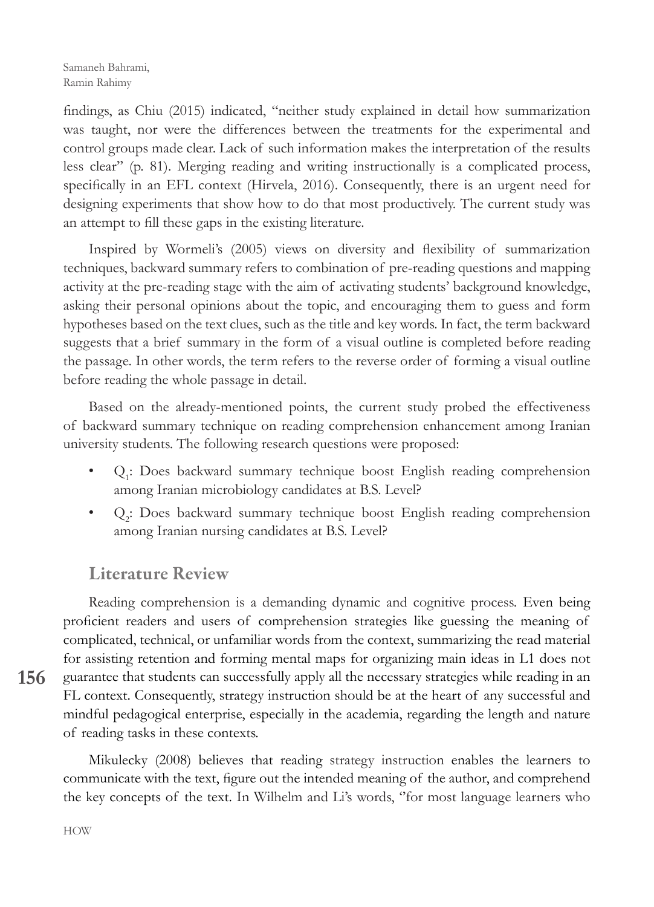findings, as Chiu (2015) indicated, "neither study explained in detail how summarization was taught, nor were the differences between the treatments for the experimental and control groups made clear. Lack of such information makes the interpretation of the results less clear" (p. 81). Merging reading and writing instructionally is a complicated process, specifically in an EFL context (Hirvela, 2016). Consequently, there is an urgent need for designing experiments that show how to do that most productively. The current study was an attempt to fill these gaps in the existing literature.

Inspired by Wormeli's (2005) views on diversity and flexibility of summarization techniques, backward summary refers to combination of pre-reading questions and mapping activity at the pre-reading stage with the aim of activating students' background knowledge, asking their personal opinions about the topic, and encouraging them to guess and form hypotheses based on the text clues, such as the title and key words. In fact, the term backward suggests that a brief summary in the form of a visual outline is completed before reading the passage. In other words, the term refers to the reverse order of forming a visual outline before reading the whole passage in detail.

Based on the already-mentioned points, the current study probed the effectiveness of backward summary technique on reading comprehension enhancement among Iranian university students. The following research questions were proposed:

- $Q_1$: Does backward summary technique boost English reading comprehension among Iranian microbiology candidates at B.S. Level?
- $Q_2$: Does backward summary technique boost English reading comprehension among Iranian nursing candidates at B.S. Level?

## Literature Review

Reading comprehension is a demanding dynamic and cognitive process. Even being proficient readers and users of comprehension strategies like guessing the meaning of complicated, technical, or unfamiliar words from the context, summarizing the read material for assisting retention and forming mental maps for organizing main ideas in L1 does not guarantee that students can successfully apply all the necessary strategies while reading in an FL context. Consequently, strategy instruction should be at the heart of any successful and mindful pedagogical enterprise, especially in the academia, regarding the length and nature of reading tasks in these contexts.

Mikulecky (2008) believes that reading strategy instruction enables the learners to communicate with the text, figure out the intended meaning of the author, and comprehend the key concepts of the text. In Wilhelm and Li's words, "for most language learners who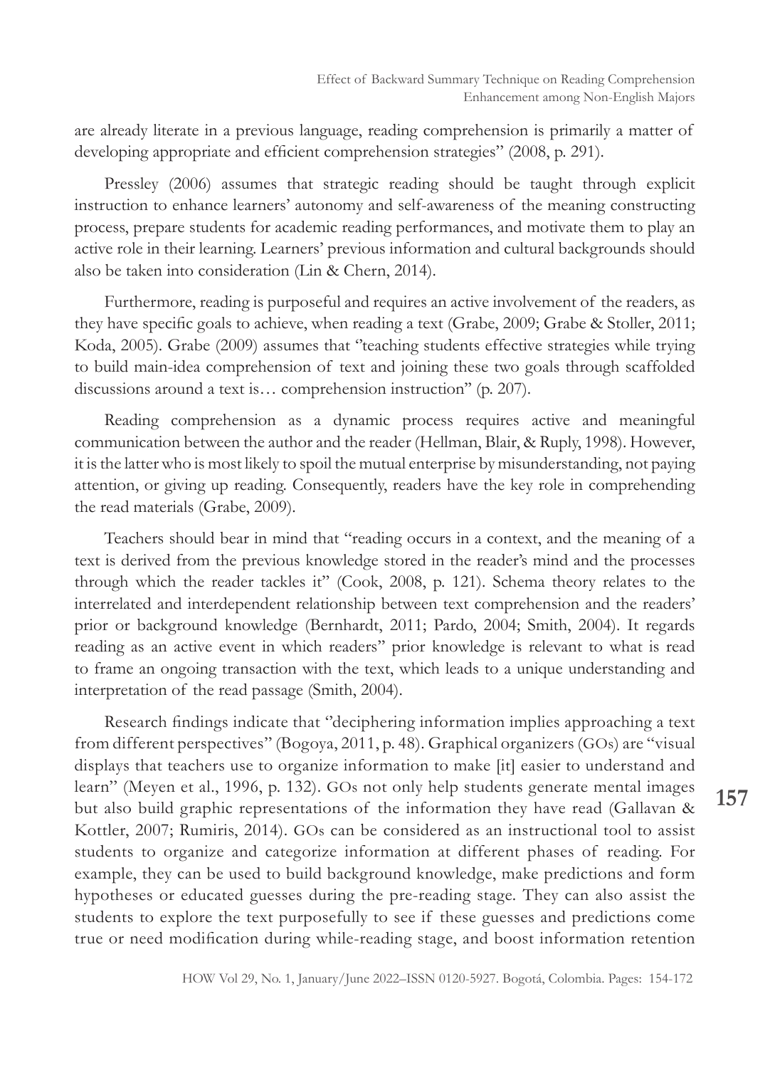are already literate in a previous language, reading comprehension is primarily a matter of developing appropriate and efficient comprehension strategies" (2008, p. 291).

Pressley (2006) assumes that strategic reading should be taught through explicit instruction to enhance learners' autonomy and self-awareness of the meaning constructing process, prepare students for academic reading performances, and motivate them to play an active role in their learning. Learners' previous information and cultural backgrounds should also be taken into consideration (Lin & Chern, 2014).

Furthermore, reading is purposeful and requires an active involvement of the readers, as they have specific goals to achieve, when reading a text (Grabe, 2009; Grabe & Stoller, 2011; Koda, 2005). Grabe (2009) assumes that "teaching students effective strategies while trying to build main-idea comprehension of text and joining these two goals through scaffolded discussions around a text is… comprehension instruction" (p. 207).

Reading comprehension as a dynamic process requires active and meaningful communication between the author and the reader (Hellman, Blair, & Ruply, 1998). However, it is the latter who is most likely to spoil the mutual enterprise by misunderstanding, not paying attention, or giving up reading. Consequently, readers have the key role in comprehending the read materials (Grabe, 2009).

Teachers should bear in mind that "reading occurs in a context, and the meaning of a text is derived from the previous knowledge stored in the reader's mind and the processes through which the reader tackles it" (Cook, 2008, p. 121). Schema theory relates to the interrelated and interdependent relationship between text comprehension and the readers' prior or background knowledge (Bernhardt, 2011; Pardo, 2004; Smith, 2004). It regards reading as an active event in which readers" prior knowledge is relevant to what is read to frame an ongoing transaction with the text, which leads to a unique understanding and interpretation of the read passage (Smith, 2004).

Research findings indicate that "deciphering information implies approaching a text from different perspectives" (Bogoya, 2011, p. 48). Graphical organizers (GOs) are "visual displays that teachers use to organize information to make [it] easier to understand and learn" (Meyen et al., 1996, p. 132). GOs not only help students generate mental images but also build graphic representations of the information they have read (Gallavan & Kottler, 2007; Rumiris, 2014). GOs can be considered as an instructional tool to assist students to organize and categorize information at different phases of reading. For example, they can be used to build background knowledge, make predictions and form hypotheses or educated guesses during the pre-reading stage. They can also assist the students to explore the text purposefully to see if these guesses and predictions come true or need modification during while-reading stage, and boost information retention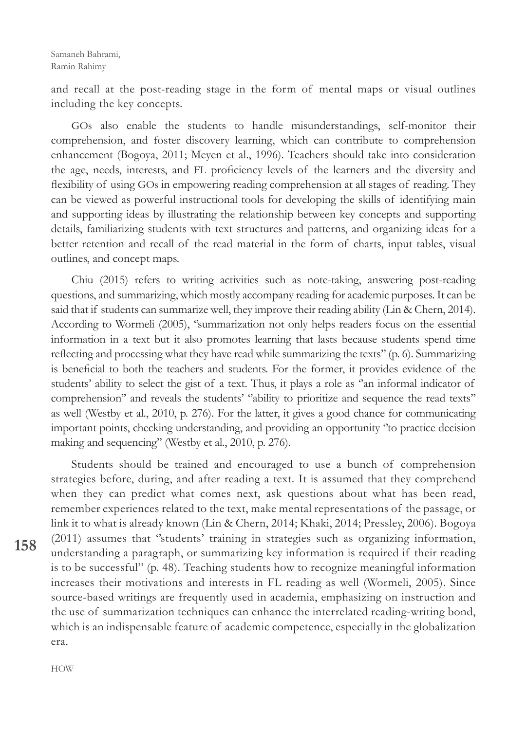and recall at the post-reading stage in the form of mental maps or visual outlines including the key concepts.

GOs also enable the students to handle misunderstandings, self-monitor their comprehension, and foster discovery learning, which can contribute to comprehension enhancement (Bogoya, 2011; Meyen et al., 1996). Teachers should take into consideration the age, needs, interests, and FL proficiency levels of the learners and the diversity and flexibility of using GOs in empowering reading comprehension at all stages of reading. They can be viewed as powerful instructional tools for developing the skills of identifying main and supporting ideas by illustrating the relationship between key concepts and supporting details, familiarizing students with text structures and patterns, and organizing ideas for a better retention and recall of the read material in the form of charts, input tables, visual outlines, and concept maps.

Chiu (2015) refers to writing activities such as note-taking, answering post-reading questions, and summarizing, which mostly accompany reading for academic purposes. It can be said that if students can summarize well, they improve their reading ability (Lin & Chern, 2014). According to Wormeli (2005), "summarization not only helps readers focus on the essential information in a text but it also promotes learning that lasts because students spend time reflecting and processing what they have read while summarizing the texts" (p. 6). Summarizing is beneficial to both the teachers and students. For the former, it provides evidence of the students' ability to select the gist of a text. Thus, it plays a role as "an informal indicator of comprehension" and reveals the students' "ability to prioritize and sequence the read texts" as well (Westby et al., 2010, p. 276). For the latter, it gives a good chance for communicating important points, checking understanding, and providing an opportunity "to practice decision making and sequencing" (Westby et al., 2010, p. 276).

Students should be trained and encouraged to use a bunch of comprehension strategies before, during, and after reading a text. It is assumed that they comprehend when they can predict what comes next, ask questions about what has been read, remember experiences related to the text, make mental representations of the passage, or link it to what is already known (Lin & Chern, 2014; Khaki, 2014; Pressley, 2006). Bogoya (2011) assumes that "students' training in strategies such as organizing information, understanding a paragraph, or summarizing key information is required if their reading is to be successful" (p. 48). Teaching students how to recognize meaningful information increases their motivations and interests in FL reading as well (Wormeli, 2005). Since source-based writings are frequently used in academia, emphasizing on instruction and the use of summarization techniques can enhance the interrelated reading-writing bond, which is an indispensable feature of academic competence, especially in the globalization era.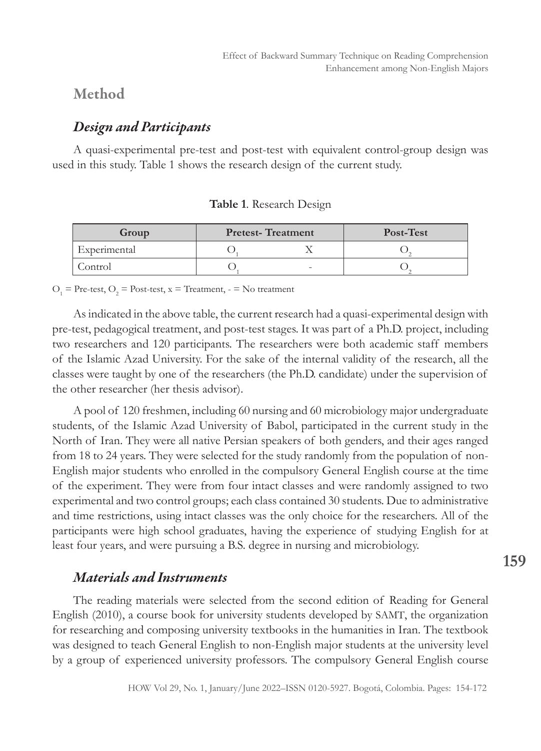## Method

### *Design and Participants*

A quasi-experimental pre-test and post-test with equivalent control-group design was used in this study. Table 1 shows the research design of the current study.

**Table 1**. Research Design

| Group | Pretest- Treatment | | Post-Test |
|---|---|---|---|
| Experimental | $O_1$ | X | $O_2$ |
| Control | $O_1$ | - | $O_2$ |

$O_1$ = Pre-test, $O_2$ = Post-test, x = Treatment, - = No treatment

As indicated in the above table, the current research had a quasi-experimental design with pre-test, pedagogical treatment, and post-test stages. It was part of a Ph.D. project, including two researchers and 120 participants. The researchers were both academic staff members of the Islamic Azad University. For the sake of the internal validity of the research, all the classes were taught by one of the researchers (the Ph.D. candidate) under the supervision of the other researcher (her thesis advisor).

A pool of 120 freshmen, including 60 nursing and 60 microbiology major undergraduate students, of the Islamic Azad University of Babol, participated in the current study in the North of Iran. They were all native Persian speakers of both genders, and their ages ranged from 18 to 24 years. They were selected for the study randomly from the population of non-English major students who enrolled in the compulsory General English course at the time of the experiment. They were from four intact classes and were randomly assigned to two experimental and two control groups; each class contained 30 students. Due to administrative and time restrictions, using intact classes was the only choice for the researchers. All of the participants were high school graduates, having the experience of studying English for at least four years, and were pursuing a B.S. degree in nursing and microbiology.

### *Materials and Instruments*

The reading materials were selected from the second edition of Reading for General English (2010), a course book for university students developed by SAMT, the organization for researching and composing university textbooks in the humanities in Iran. The textbook was designed to teach General English to non-English major students at the university level by a group of experienced university professors. The compulsory General English course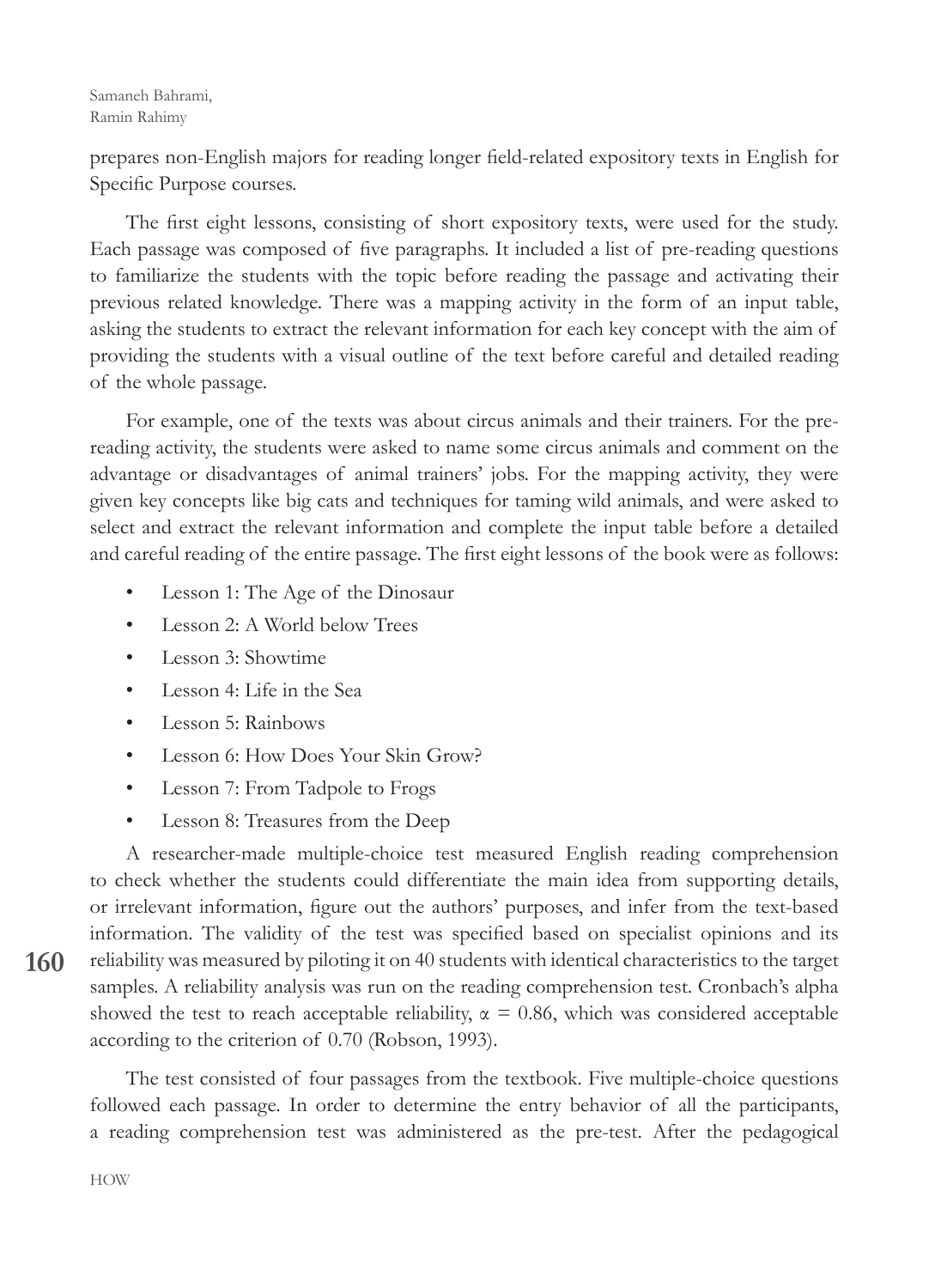prepares non-English majors for reading longer field-related expository texts in English for Specific Purpose courses.

The first eight lessons, consisting of short expository texts, were used for the study. Each passage was composed of five paragraphs. It included a list of pre-reading questions to familiarize the students with the topic before reading the passage and activating their previous related knowledge. There was a mapping activity in the form of an input table, asking the students to extract the relevant information for each key concept with the aim of providing the students with a visual outline of the text before careful and detailed reading of the whole passage.

For example, one of the texts was about circus animals and their trainers. For the pre-reading activity, the students were asked to name some circus animals and comment on the advantage or disadvantages of animal trainers' jobs. For the mapping activity, they were given key concepts like big cats and techniques for taming wild animals, and were asked to select and extract the relevant information and complete the input table before a detailed and careful reading of the entire passage. The first eight lessons of the book were as follows:

- Lesson 1: The Age of the Dinosaur
- Lesson 2: A World below Trees
- Lesson 3: Showtime
- Lesson 4: Life in the Sea
- Lesson 5: Rainbows
- Lesson 6: How Does Your Skin Grow?
- Lesson 7: From Tadpole to Frogs
- Lesson 8: Treasures from the Deep

A researcher-made multiple-choice test measured English reading comprehension to check whether the students could differentiate the main idea from supporting details, or irrelevant information, figure out the authors' purposes, and infer from the text-based information. The validity of the test was specified based on specialist opinions and its reliability was measured by piloting it on 40 students with identical characteristics to the target samples. A reliability analysis was run on the reading comprehension test. Cronbach's alpha showed the test to reach acceptable reliability, $\alpha = 0.86$, which was considered acceptable according to the criterion of 0.70 (Robson, 1993).

The test consisted of four passages from the textbook. Five multiple-choice questions followed each passage. In order to determine the entry behavior of all the participants, a reading comprehension test was administered as the pre-test. After the pedagogical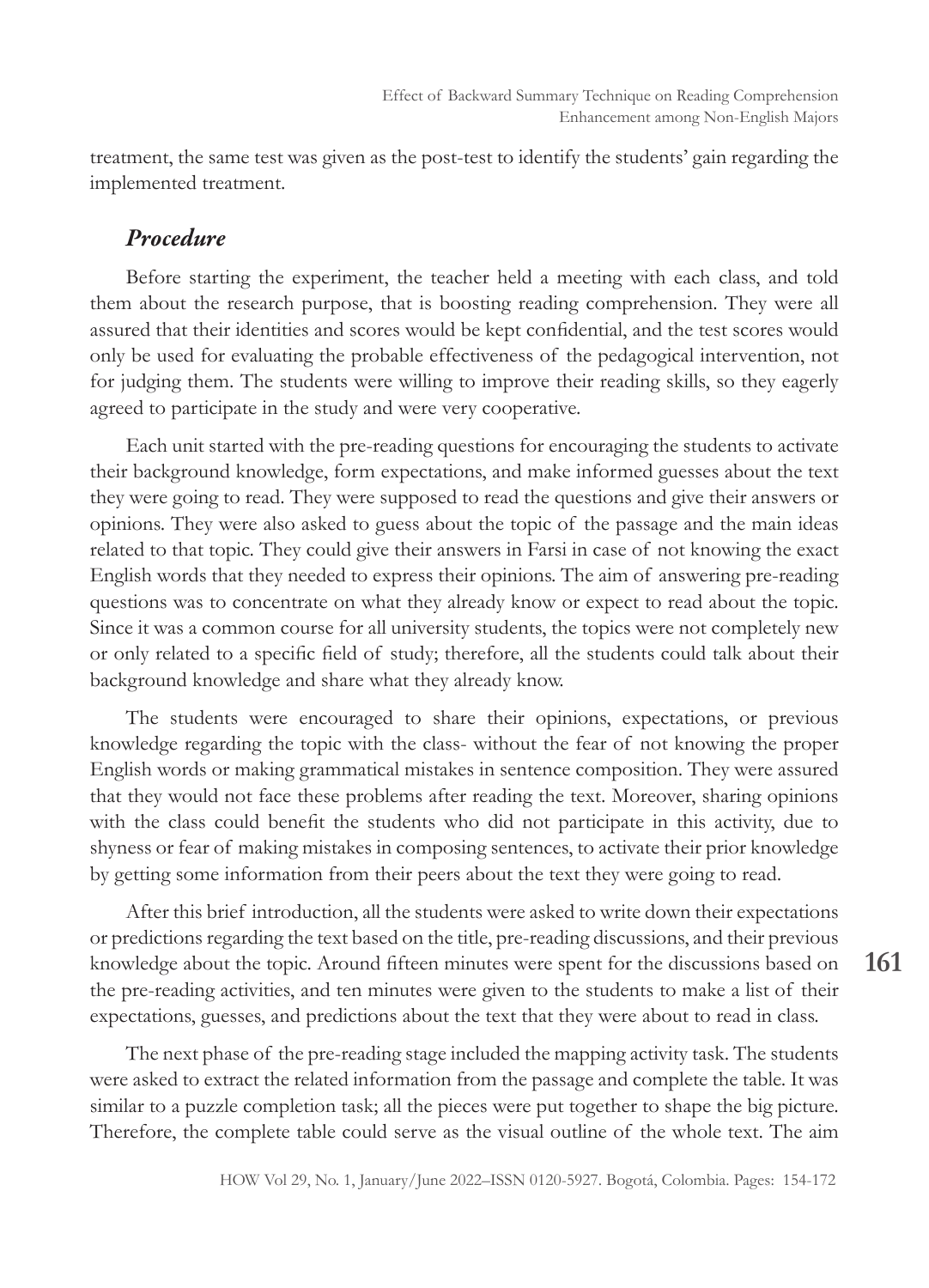treatment, the same test was given as the post-test to identify the students' gain regarding the implemented treatment.

### *Procedure*

Before starting the experiment, the teacher held a meeting with each class, and told them about the research purpose, that is boosting reading comprehension. They were all assured that their identities and scores would be kept confidential, and the test scores would only be used for evaluating the probable effectiveness of the pedagogical intervention, not for judging them. The students were willing to improve their reading skills, so they eagerly agreed to participate in the study and were very cooperative.

Each unit started with the pre-reading questions for encouraging the students to activate their background knowledge, form expectations, and make informed guesses about the text they were going to read. They were supposed to read the questions and give their answers or opinions. They were also asked to guess about the topic of the passage and the main ideas related to that topic. They could give their answers in Farsi in case of not knowing the exact English words that they needed to express their opinions. The aim of answering pre-reading questions was to concentrate on what they already know or expect to read about the topic. Since it was a common course for all university students, the topics were not completely new or only related to a specific field of study; therefore, all the students could talk about their background knowledge and share what they already know.

The students were encouraged to share their opinions, expectations, or previous knowledge regarding the topic with the class- without the fear of not knowing the proper English words or making grammatical mistakes in sentence composition. They were assured that they would not face these problems after reading the text. Moreover, sharing opinions with the class could benefit the students who did not participate in this activity, due to shyness or fear of making mistakes in composing sentences, to activate their prior knowledge by getting some information from their peers about the text they were going to read.

After this brief introduction, all the students were asked to write down their expectations or predictions regarding the text based on the title, pre-reading discussions, and their previous knowledge about the topic. Around fifteen minutes were spent for the discussions based on the pre-reading activities, and ten minutes were given to the students to make a list of their expectations, guesses, and predictions about the text that they were about to read in class.

The next phase of the pre-reading stage included the mapping activity task. The students were asked to extract the related information from the passage and complete the table. It was similar to a puzzle completion task; all the pieces were put together to shape the big picture. Therefore, the complete table could serve as the visual outline of the whole text. The aim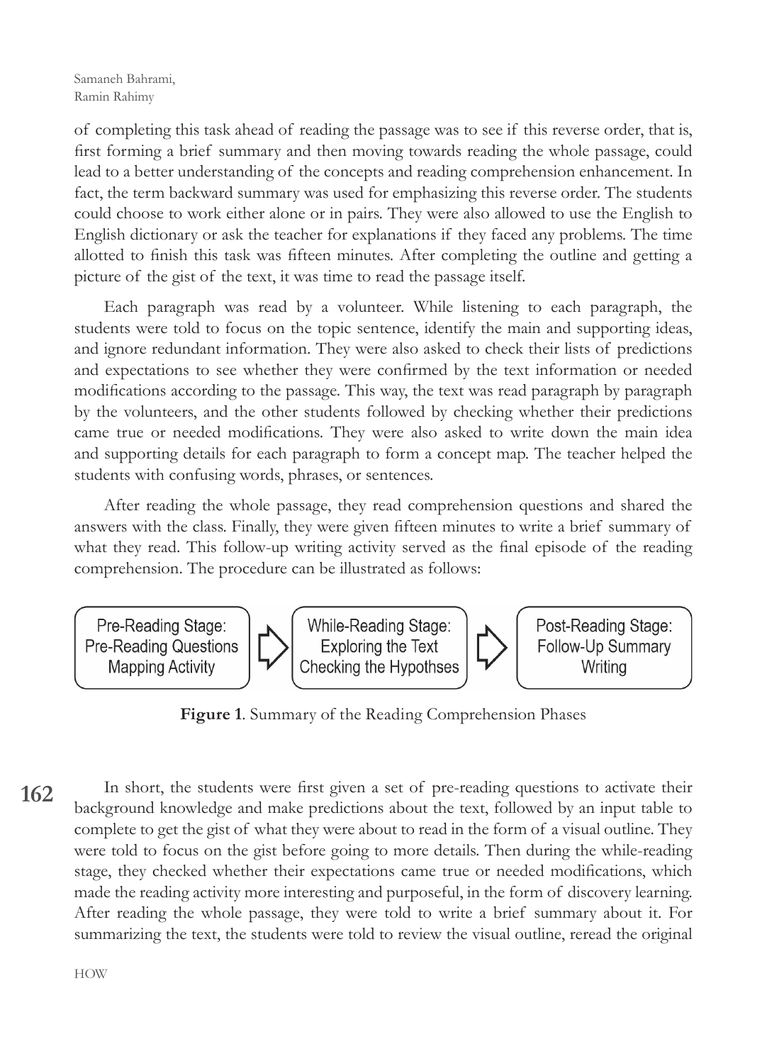of completing this task ahead of reading the passage was to see if this reverse order, that is, first forming a brief summary and then moving towards reading the whole passage, could lead to a better understanding of the concepts and reading comprehension enhancement. In fact, the term backward summary was used for emphasizing this reverse order. The students could choose to work either alone or in pairs. They were also allowed to use the English to English dictionary or ask the teacher for explanations if they faced any problems. The time allotted to finish this task was fifteen minutes. After completing the outline and getting a picture of the gist of the text, it was time to read the passage itself.

Each paragraph was read by a volunteer. While listening to each paragraph, the students were told to focus on the topic sentence, identify the main and supporting ideas, and ignore redundant information. They were also asked to check their lists of predictions and expectations to see whether they were confirmed by the text information or needed modifications according to the passage. This way, the text was read paragraph by paragraph by the volunteers, and the other students followed by checking whether their predictions came true or needed modifications. They were also asked to write down the main idea and supporting details for each paragraph to form a concept map. The teacher helped the students with confusing words, phrases, or sentences.

After reading the whole passage, they read comprehension questions and shared the answers with the class. Finally, they were given fifteen minutes to write a brief summary of what they read. This follow-up writing activity served as the final episode of the reading comprehension. The procedure can be illustrated as follows:

| Pre-Reading Stage: Pre-Reading Questions Mapping Activity | ⇨ | While-Reading Stage: Exploring the Text Checking the Hypothses | ⇨ | Post-Reading Stage: Follow-Up Summary Writing |
|---|---|---|---|---|

**Figure 1**. Summary of the Reading Comprehension Phases

In short, the students were first given a set of pre-reading questions to activate their background knowledge and make predictions about the text, followed by an input table to complete to get the gist of what they were about to read in the form of a visual outline. They were told to focus on the gist before going to more details. Then during the while-reading stage, they checked whether their expectations came true or needed modifications, which made the reading activity more interesting and purposeful, in the form of discovery learning. After reading the whole passage, they were told to write a brief summary about it. For summarizing the text, the students were told to review the visual outline, reread the original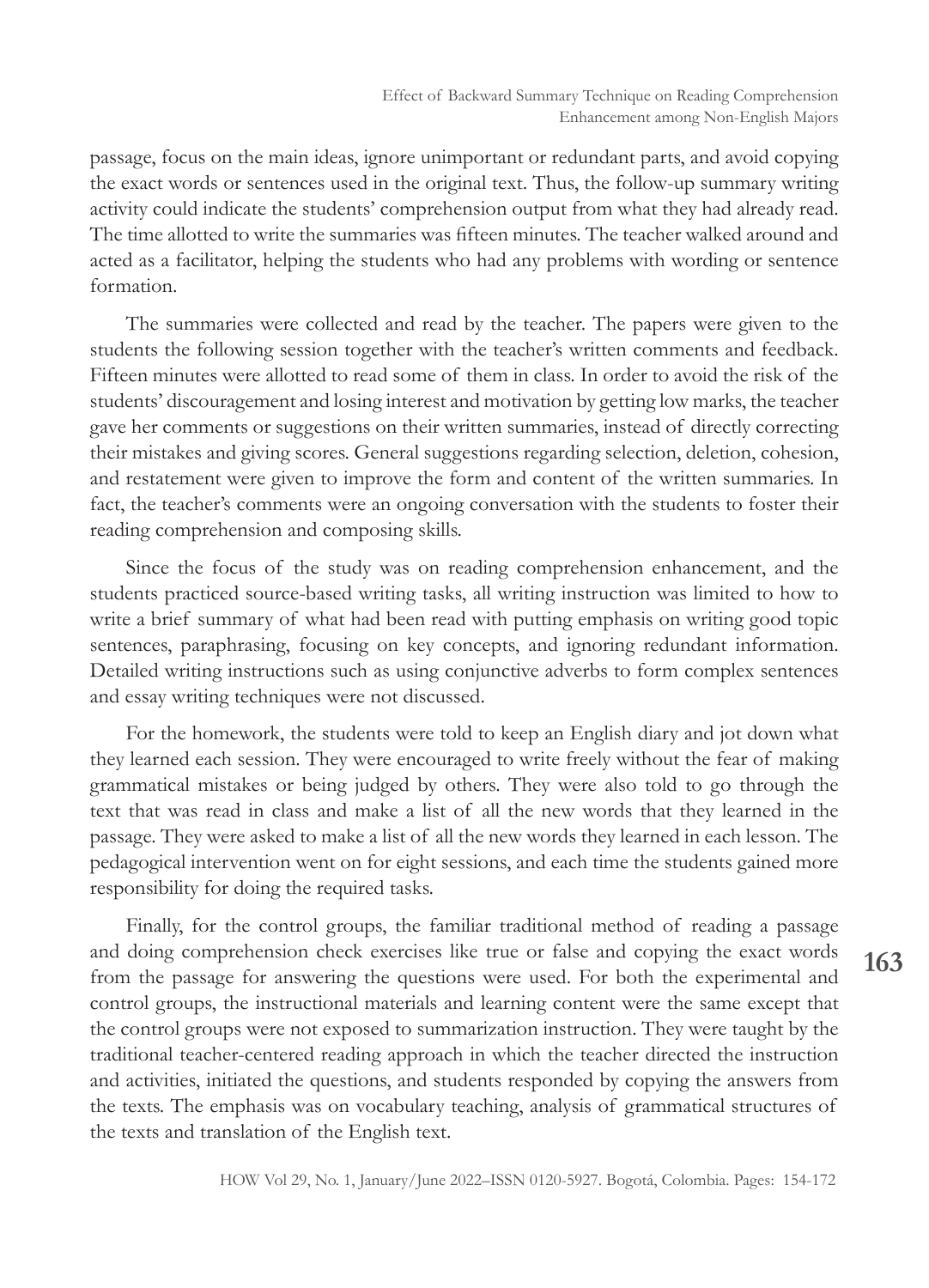passage, focus on the main ideas, ignore unimportant or redundant parts, and avoid copying the exact words or sentences used in the original text. Thus, the follow-up summary writing activity could indicate the students' comprehension output from what they had already read. The time allotted to write the summaries was fifteen minutes. The teacher walked around and acted as a facilitator, helping the students who had any problems with wording or sentence formation.

The summaries were collected and read by the teacher. The papers were given to the students the following session together with the teacher's written comments and feedback. Fifteen minutes were allotted to read some of them in class. In order to avoid the risk of the students' discouragement and losing interest and motivation by getting low marks, the teacher gave her comments or suggestions on their written summaries, instead of directly correcting their mistakes and giving scores. General suggestions regarding selection, deletion, cohesion, and restatement were given to improve the form and content of the written summaries. In fact, the teacher's comments were an ongoing conversation with the students to foster their reading comprehension and composing skills.

Since the focus of the study was on reading comprehension enhancement, and the students practiced source-based writing tasks, all writing instruction was limited to how to write a brief summary of what had been read with putting emphasis on writing good topic sentences, paraphrasing, focusing on key concepts, and ignoring redundant information. Detailed writing instructions such as using conjunctive adverbs to form complex sentences and essay writing techniques were not discussed.

For the homework, the students were told to keep an English diary and jot down what they learned each session. They were encouraged to write freely without the fear of making grammatical mistakes or being judged by others. They were also told to go through the text that was read in class and make a list of all the new words that they learned in the passage. They were asked to make a list of all the new words they learned in each lesson. The pedagogical intervention went on for eight sessions, and each time the students gained more responsibility for doing the required tasks.

Finally, for the control groups, the familiar traditional method of reading a passage and doing comprehension check exercises like true or false and copying the exact words from the passage for answering the questions were used. For both the experimental and control groups, the instructional materials and learning content were the same except that the control groups were not exposed to summarization instruction. They were taught by the traditional teacher-centered reading approach in which the teacher directed the instruction and activities, initiated the questions, and students responded by copying the answers from the texts. The emphasis was on vocabulary teaching, analysis of grammatical structures of the texts and translation of the English text.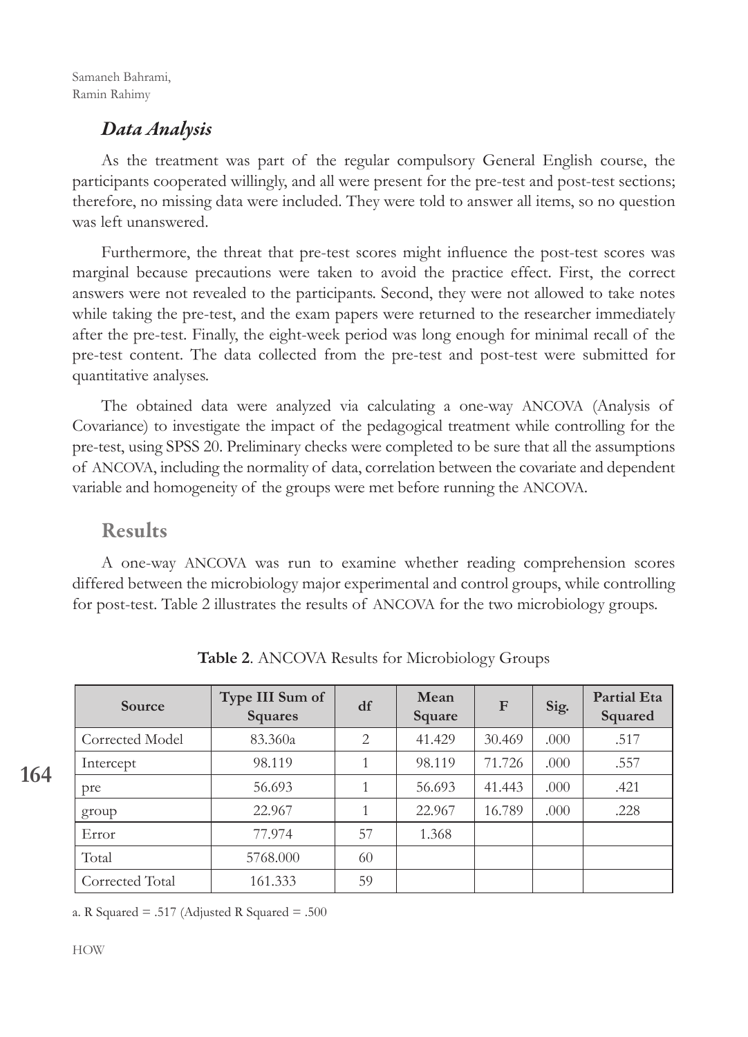### *Data Analysis*

As the treatment was part of the regular compulsory General English course, the participants cooperated willingly, and all were present for the pre-test and post-test sections; therefore, no missing data were included. They were told to answer all items, so no question was left unanswered.

Furthermore, the threat that pre-test scores might influence the post-test scores was marginal because precautions were taken to avoid the practice effect. First, the correct answers were not revealed to the participants. Second, they were not allowed to take notes while taking the pre-test, and the exam papers were returned to the researcher immediately after the pre-test. Finally, the eight-week period was long enough for minimal recall of the pre-test content. The data collected from the pre-test and post-test were submitted for quantitative analyses.

The obtained data were analyzed via calculating a one-way ANCOVA (Analysis of Covariance) to investigate the impact of the pedagogical treatment while controlling for the pre-test, using SPSS 20. Preliminary checks were completed to be sure that all the assumptions of ANCOVA, including the normality of data, correlation between the covariate and dependent variable and homogeneity of the groups were met before running the ANCOVA.

## Results

A one-way ANCOVA was run to examine whether reading comprehension scores differed between the microbiology major experimental and control groups, while controlling for post-test. Table 2 illustrates the results of ANCOVA for the two microbiology groups.

**Table 2**. ANCOVA Results for Microbiology Groups

| Source | Type III Sum of Squares | df | Mean Square | F | Sig. | Partial Eta Squared |
|---|---|---|---|---|---|---|
| Corrected Model | 83.360a | 2 | 41.429 | 30.469 | .000 | .517 |
| Intercept | 98.119 | 1 | 98.119 | 71.726 | .000 | .557 |
| pre | 56.693 | 1 | 56.693 | 41.443 | .000 | .421 |
| group | 22.967 | 1 | 22.967 | 16.789 | .000 | .228 |
| Error | 77.974 | 57 | 1.368 | | | |
| Total | 5768.000 | 60 | | | | |
| Corrected Total | 161.333 | 59 | | | | |

a. R Squared = .517 (Adjusted R Squared = .500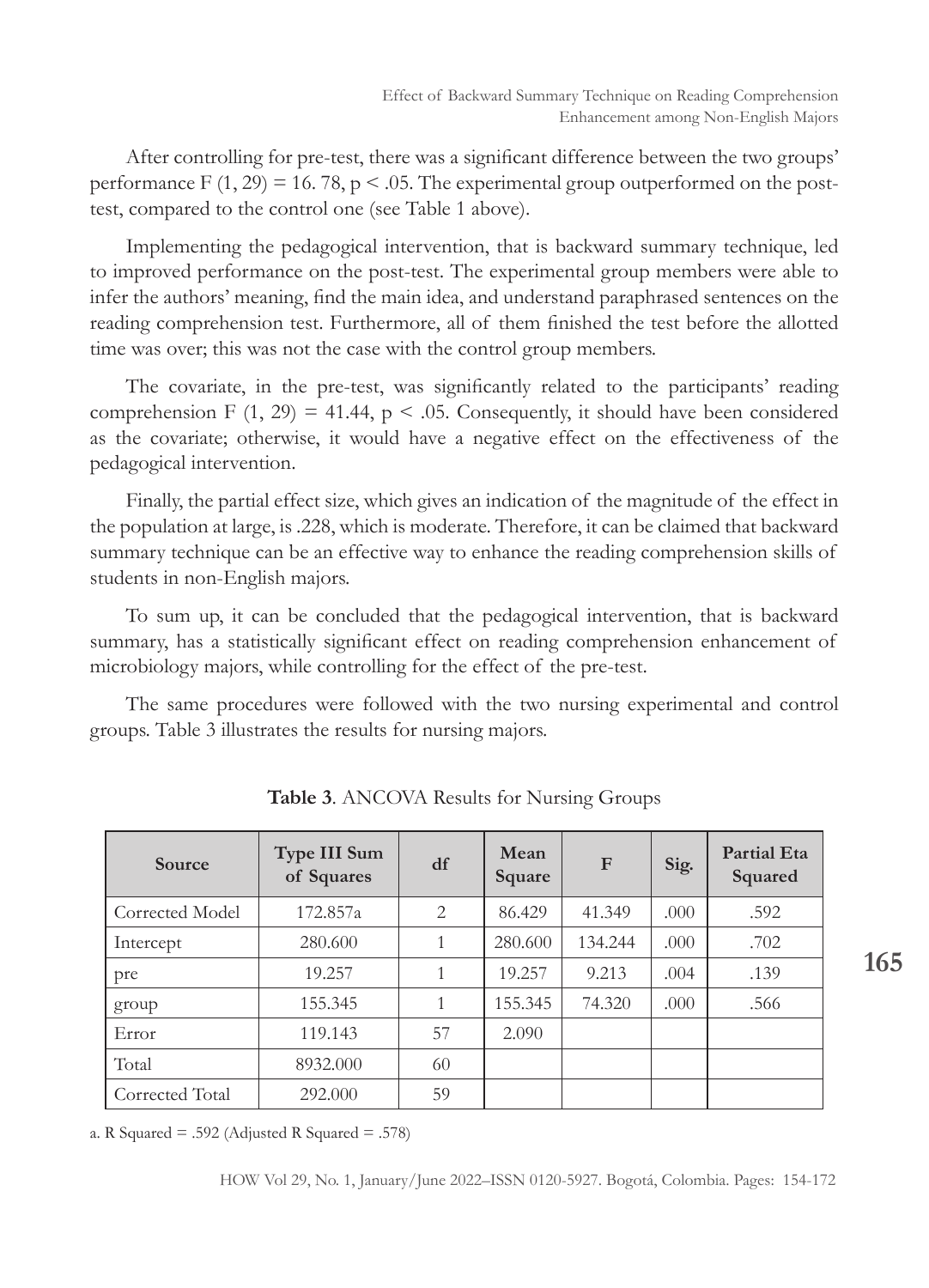After controlling for pre-test, there was a significant difference between the two groups' performance $F(1, 29) = 16.78$, $p < .05$. The experimental group outperformed on the post-test, compared to the control one (see Table 1 above).

Implementing the pedagogical intervention, that is backward summary technique, led to improved performance on the post-test. The experimental group members were able to infer the authors' meaning, find the main idea, and understand paraphrased sentences on the reading comprehension test. Furthermore, all of them finished the test before the allotted time was over; this was not the case with the control group members.

The covariate, in the pre-test, was significantly related to the participants' reading comprehension $F(1, 29) = 41.44$, $p < .05$. Consequently, it should have been considered as the covariate; otherwise, it would have a negative effect on the effectiveness of the pedagogical intervention.

Finally, the partial effect size, which gives an indication of the magnitude of the effect in the population at large, is .228, which is moderate. Therefore, it can be claimed that backward summary technique can be an effective way to enhance the reading comprehension skills of students in non-English majors.

To sum up, it can be concluded that the pedagogical intervention, that is backward summary, has a statistically significant effect on reading comprehension enhancement of microbiology majors, while controlling for the effect of the pre-test.

The same procedures were followed with the two nursing experimental and control groups. Table 3 illustrates the results for nursing majors.

**Table 3**. ANCOVA Results for Nursing Groups

| Source | Type III Sum of Squares | df | Mean Square | F | Sig. | Partial Eta Squared |
|---|---|---|---|---|---|---|
| Corrected Model | 172.857a | 2 | 86.429 | 41.349 | .000 | .592 |
| Intercept | 280.600 | 1 | 280.600 | 134.244 | .000 | .702 |
| pre | 19.257 | 1 | 19.257 | 9.213 | .004 | .139 |
| group | 155.345 | 1 | 155.345 | 74.320 | .000 | .566 |
| Error | 119.143 | 57 | 2.090 | | | |
| Total | 8932.000 | 60 | | | | |
| Corrected Total | 292.000 | 59 | | | | |

a. R Squared = .592 (Adjusted R Squared = .578)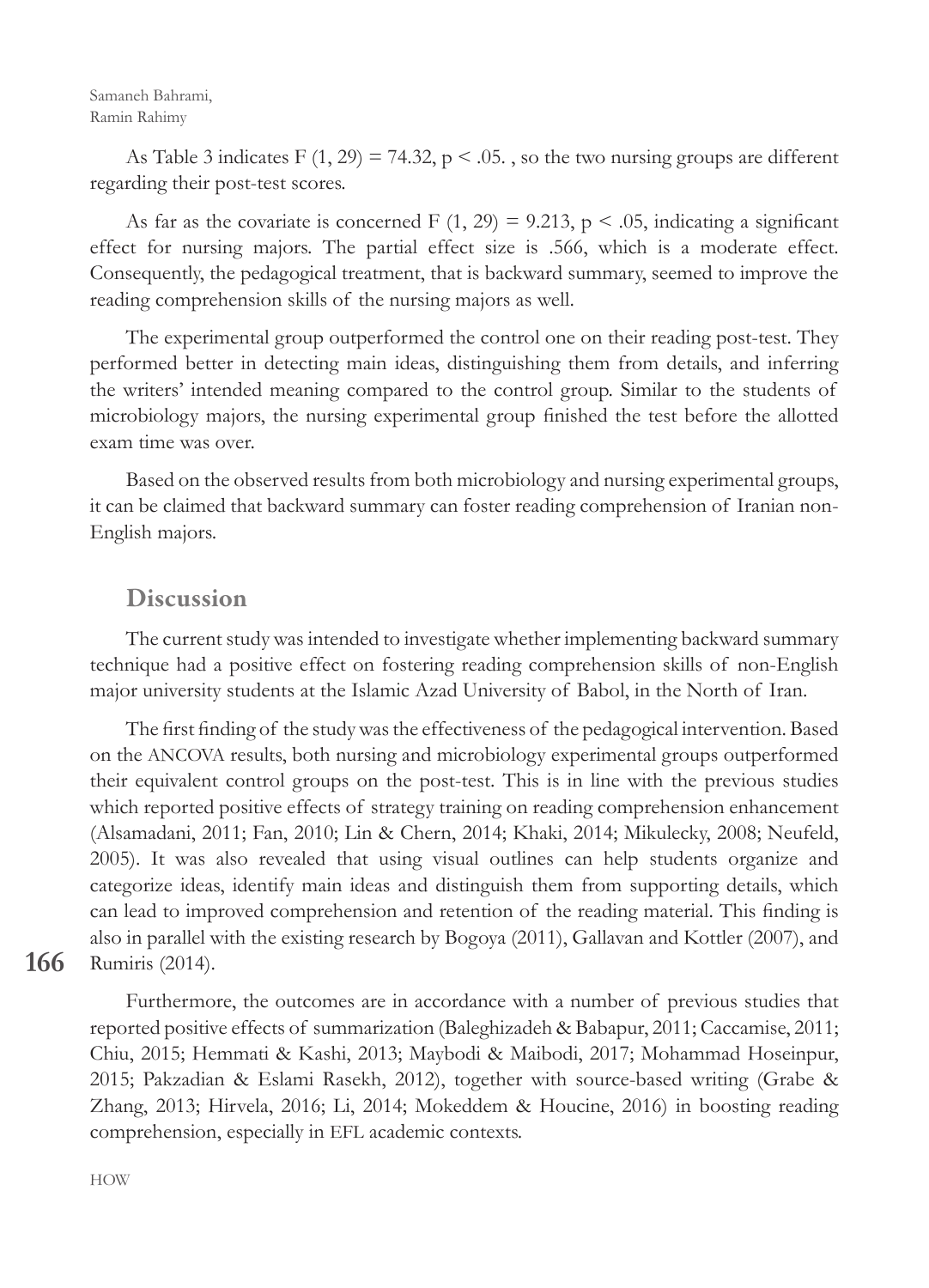As Table 3 indicates $F(1, 29) = 74.32$, $p < .05$. , so the two nursing groups are different regarding their post-test scores.

As far as the covariate is concerned $F(1, 29) = 9.213$, $p < .05$, indicating a significant effect for nursing majors. The partial effect size is .566, which is a moderate effect. Consequently, the pedagogical treatment, that is backward summary, seemed to improve the reading comprehension skills of the nursing majors as well.

The experimental group outperformed the control one on their reading post-test. They performed better in detecting main ideas, distinguishing them from details, and inferring the writers' intended meaning compared to the control group. Similar to the students of microbiology majors, the nursing experimental group finished the test before the allotted exam time was over.

Based on the observed results from both microbiology and nursing experimental groups, it can be claimed that backward summary can foster reading comprehension of Iranian non-English majors.

## Discussion

The current study was intended to investigate whether implementing backward summary technique had a positive effect on fostering reading comprehension skills of non-English major university students at the Islamic Azad University of Babol, in the North of Iran.

The first finding of the study was the effectiveness of the pedagogical intervention. Based on the ANCOVA results, both nursing and microbiology experimental groups outperformed their equivalent control groups on the post-test. This is in line with the previous studies which reported positive effects of strategy training on reading comprehension enhancement (Alsamadani, 2011; Fan, 2010; Lin & Chern, 2014; Khaki, 2014; Mikulecky, 2008; Neufeld, 2005). It was also revealed that using visual outlines can help students organize and categorize ideas, identify main ideas and distinguish them from supporting details, which can lead to improved comprehension and retention of the reading material. This finding is also in parallel with the existing research by Bogoya (2011), Gallavan and Kottler (2007), and Rumiris (2014).

Furthermore, the outcomes are in accordance with a number of previous studies that reported positive effects of summarization (Baleghizadeh & Babapur, 2011; Caccamise, 2011; Chiu, 2015; Hemmati & Kashi, 2013; Maybodi & Maibodi, 2017; Mohammad Hoseinpur, 2015; Pakzadian & Eslami Rasekh, 2012), together with source-based writing (Grabe & Zhang, 2013; Hirvela, 2016; Li, 2014; Mokeddem & Houcine, 2016) in boosting reading comprehension, especially in EFL academic contexts.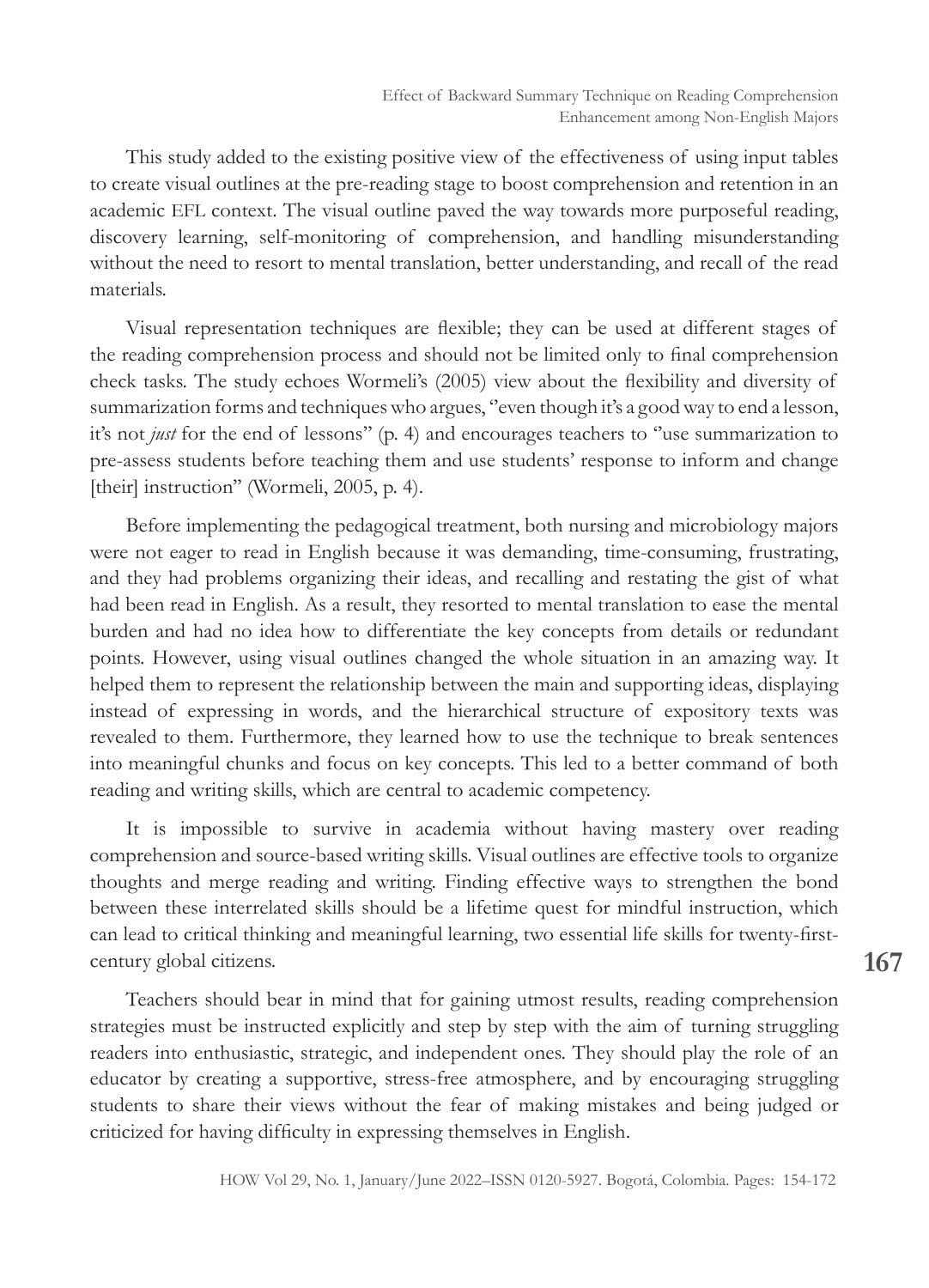This study added to the existing positive view of the effectiveness of using input tables to create visual outlines at the pre-reading stage to boost comprehension and retention in an academic EFL context. The visual outline paved the way towards more purposeful reading, discovery learning, self-monitoring of comprehension, and handling misunderstanding without the need to resort to mental translation, better understanding, and recall of the read materials.

Visual representation techniques are flexible; they can be used at different stages of the reading comprehension process and should not be limited only to final comprehension check tasks. The study echoes Wormeli's (2005) view about the flexibility and diversity of summarization forms and techniques who argues, "even though it's a good way to end a lesson, it's not *just* for the end of lessons" (p. 4) and encourages teachers to "use summarization to pre-assess students before teaching them and use students' response to inform and change [their] instruction" (Wormeli, 2005, p. 4).

Before implementing the pedagogical treatment, both nursing and microbiology majors were not eager to read in English because it was demanding, time-consuming, frustrating, and they had problems organizing their ideas, and recalling and restating the gist of what had been read in English. As a result, they resorted to mental translation to ease the mental burden and had no idea how to differentiate the key concepts from details or redundant points. However, using visual outlines changed the whole situation in an amazing way. It helped them to represent the relationship between the main and supporting ideas, displaying instead of expressing in words, and the hierarchical structure of expository texts was revealed to them. Furthermore, they learned how to use the technique to break sentences into meaningful chunks and focus on key concepts. This led to a better command of both reading and writing skills, which are central to academic competency.

It is impossible to survive in academia without having mastery over reading comprehension and source-based writing skills. Visual outlines are effective tools to organize thoughts and merge reading and writing. Finding effective ways to strengthen the bond between these interrelated skills should be a lifetime quest for mindful instruction, which can lead to critical thinking and meaningful learning, two essential life skills for twenty-first-century global citizens.

Teachers should bear in mind that for gaining utmost results, reading comprehension strategies must be instructed explicitly and step by step with the aim of turning struggling readers into enthusiastic, strategic, and independent ones. They should play the role of an educator by creating a supportive, stress-free atmosphere, and by encouraging struggling students to share their views without the fear of making mistakes and being judged or criticized for having difficulty in expressing themselves in English.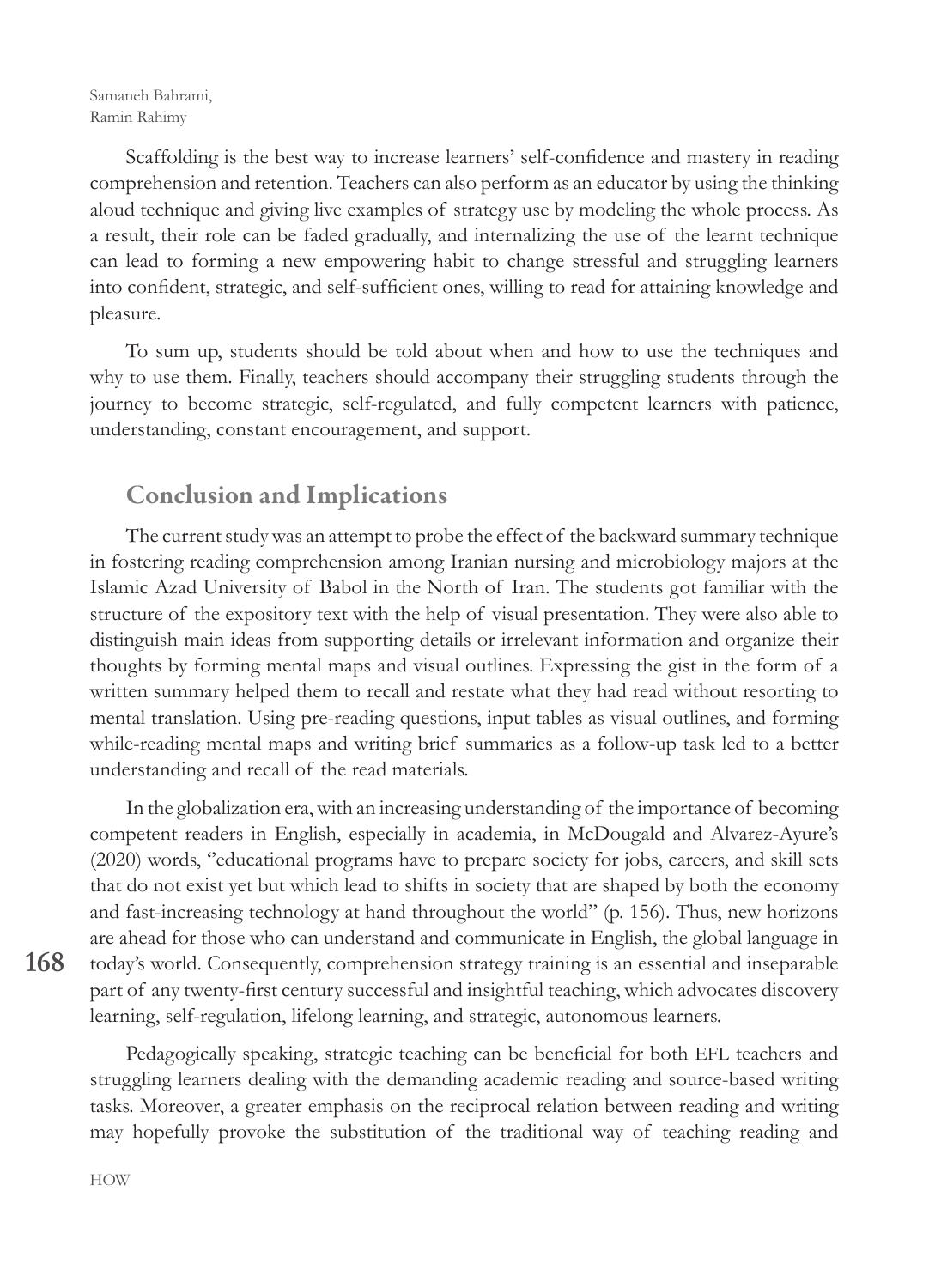Scaffolding is the best way to increase learners' self-confidence and mastery in reading comprehension and retention. Teachers can also perform as an educator by using the thinking aloud technique and giving live examples of strategy use by modeling the whole process. As a result, their role can be faded gradually, and internalizing the use of the learnt technique can lead to forming a new empowering habit to change stressful and struggling learners into confident, strategic, and self-sufficient ones, willing to read for attaining knowledge and pleasure.

To sum up, students should be told about when and how to use the techniques and why to use them. Finally, teachers should accompany their struggling students through the journey to become strategic, self-regulated, and fully competent learners with patience, understanding, constant encouragement, and support.

## Conclusion and Implications

The current study was an attempt to probe the effect of the backward summary technique in fostering reading comprehension among Iranian nursing and microbiology majors at the Islamic Azad University of Babol in the North of Iran. The students got familiar with the structure of the expository text with the help of visual presentation. They were also able to distinguish main ideas from supporting details or irrelevant information and organize their thoughts by forming mental maps and visual outlines. Expressing the gist in the form of a written summary helped them to recall and restate what they had read without resorting to mental translation. Using pre-reading questions, input tables as visual outlines, and forming while-reading mental maps and writing brief summaries as a follow-up task led to a better understanding and recall of the read materials.

In the globalization era, with an increasing understanding of the importance of becoming competent readers in English, especially in academia, in McDougald and Alvarez-Ayure's (2020) words, "educational programs have to prepare society for jobs, careers, and skill sets that do not exist yet but which lead to shifts in society that are shaped by both the economy and fast-increasing technology at hand throughout the world" (p. 156). Thus, new horizons are ahead for those who can understand and communicate in English, the global language in today's world. Consequently, comprehension strategy training is an essential and inseparable part of any twenty-first century successful and insightful teaching, which advocates discovery learning, self-regulation, lifelong learning, and strategic, autonomous learners.

Pedagogically speaking, strategic teaching can be beneficial for both EFL teachers and struggling learners dealing with the demanding academic reading and source-based writing tasks. Moreover, a greater emphasis on the reciprocal relation between reading and writing may hopefully provoke the substitution of the traditional way of teaching reading and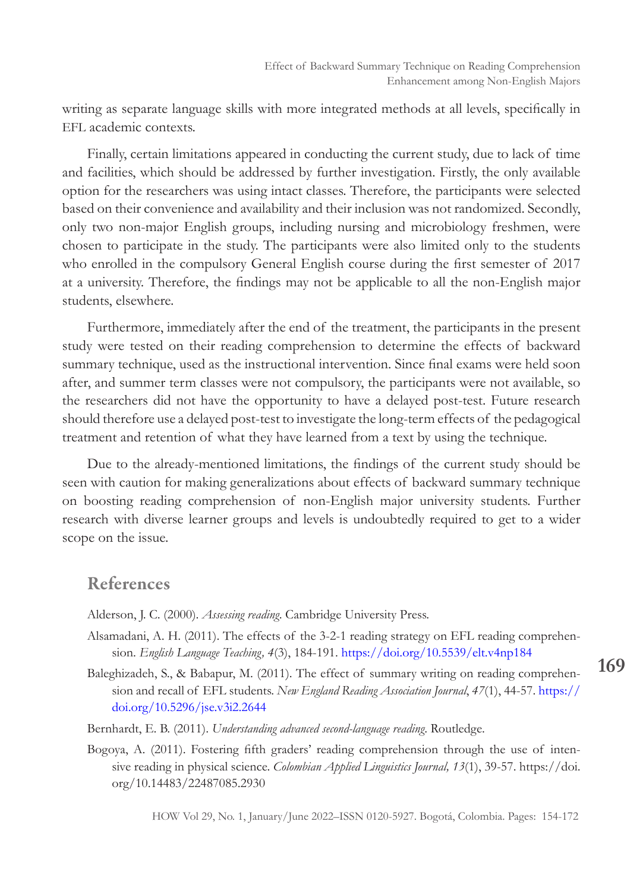writing as separate language skills with more integrated methods at all levels, specifically in EFL academic contexts.

Finally, certain limitations appeared in conducting the current study, due to lack of time and facilities, which should be addressed by further investigation. Firstly, the only available option for the researchers was using intact classes. Therefore, the participants were selected based on their convenience and availability and their inclusion was not randomized. Secondly, only two non-major English groups, including nursing and microbiology freshmen, were chosen to participate in the study. The participants were also limited only to the students who enrolled in the compulsory General English course during the first semester of 2017 at a university. Therefore, the findings may not be applicable to all the non-English major students, elsewhere.

Furthermore, immediately after the end of the treatment, the participants in the present study were tested on their reading comprehension to determine the effects of backward summary technique, used as the instructional intervention. Since final exams were held soon after, and summer term classes were not compulsory, the participants were not available, so the researchers did not have the opportunity to have a delayed post-test. Future research should therefore use a delayed post-test to investigate the long-term effects of the pedagogical treatment and retention of what they have learned from a text by using the technique.

Due to the already-mentioned limitations, the findings of the current study should be seen with caution for making generalizations about effects of backward summary technique on boosting reading comprehension of non-English major university students. Further research with diverse learner groups and levels is undoubtedly required to get to a wider scope on the issue.

## References

Alderson, J. C. (2000). *Assessing reading*. Cambridge University Press.

Alsamadani, A. H. (2011). The effects of the 3-2-1 reading strategy on EFL reading comprehension. *English Language Teaching, 4*(3), 184-191. https://doi.org/10.5539/elt.v4np184

Baleghizadeh, S., & Babapur, M. (2011). The effect of summary writing on reading comprehension and recall of EFL students. *New England Reading Association Journal*, *47*(1), 44-57. https://doi.org/10.5296/jse.v3i2.2644

Bernhardt, E. B. (2011). *Understanding advanced second-language reading*. Routledge.

Bogoya, A. (2011). Fostering fifth graders' reading comprehension through the use of intensive reading in physical science. *Colombian Applied Linguistics Journal, 13*(1), 39-57. https://doi.org/10.14483/22487085.2930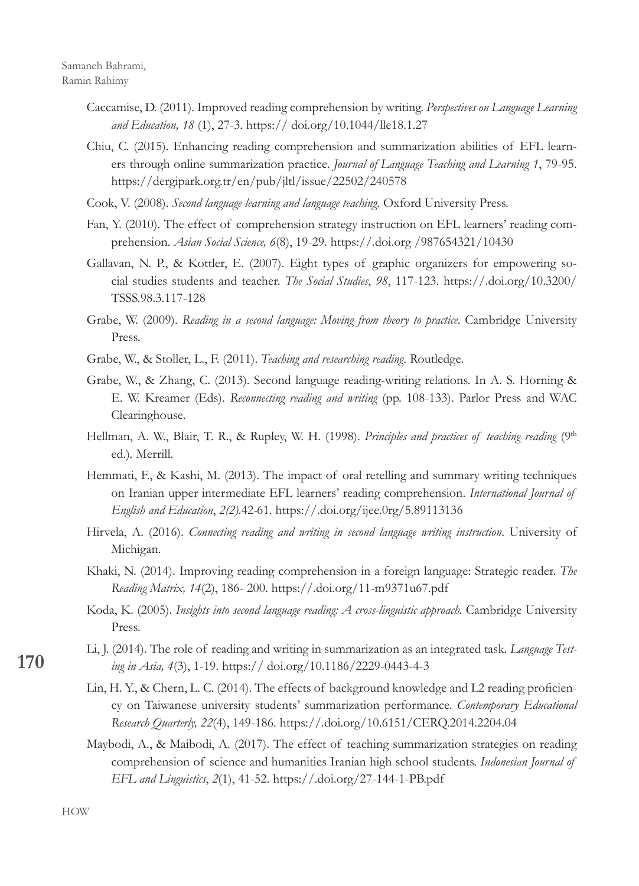Caccamise, D. (2011). Improved reading comprehension by writing. *Perspectives on Language Learning and Education, 18* (1), 27-3. https:// doi.org/10.1044/lle18.1.27

Chiu, C. (2015). Enhancing reading comprehension and summarization abilities of EFL learners through online summarization practice. *Journal of Language Teaching and Learning 1*, 79-95. https://dergipark.org.tr/en/pub/jltl/issue/22502/240578

Cook, V. (2008). *Second language learning and language teaching*. Oxford University Press.

Fan, Y. (2010). The effect of comprehension strategy instruction on EFL learners' reading comprehension. *Asian Social Science, 6*(8), 19-29. https://.doi.org /987654321/10430

Gallavan, N. P., & Kottler, E. (2007). Eight types of graphic organizers for empowering social studies students and teacher. *The Social Studies*, *98*, 117-123. https://.doi.org/10.3200/TSSS.98.3.117-128

Grabe, W. (2009). *Reading in a second language: Moving from theory to practice*. Cambridge University Press.

Grabe, W., & Stoller, L., F. (2011). *Teaching and researching reading*. Routledge.

Grabe, W., & Zhang, C. (2013). Second language reading-writing relations. In A. S. Horning & E. W. Kreamer (Eds). *Reconnecting reading and writing* (pp. 108-133). Parlor Press and WAC Clearinghouse.

Hellman, A. W., Blair, T. R., & Rupley, W. H. (1998). *Principles and practices of teaching reading* (9th ed.). Merrill.

Hemmati, F., & Kashi, M. (2013). The impact of oral retelling and summary writing techniques on Iranian upper intermediate EFL learners' reading comprehension. *International Journal of English and Education*, *2(2)*.42-61. https://.doi.org/ijee.0rg/5.89113136

Hirvela, A. (2016). *Connecting reading and writing in second language writing instruction*. University of Michigan.

Khaki, N. (2014). Improving reading comprehension in a foreign language: Strategic reader. *The Reading Matrix, 14*(2), 186- 200. https://.doi.org/11-m9371u67.pdf

Koda, K. (2005). *Insights into second language reading: A cross-linguistic approach.* Cambridge University Press.

Li, J. (2014). The role of reading and writing in summarization as an integrated task. *Language Testing in Asia, 4*(3), 1-19. https:// doi.org/10.1186/2229-0443-4-3

Lin, H. Y., & Chern, L. C. (2014). The effects of background knowledge and L2 reading proficiency on Taiwanese university students' summarization performance. *Contemporary Educational Research Quarterly, 22*(4), 149-186. https://.doi.org/10.6151/CERQ.2014.2204.04

Maybodi, A., & Maibodi, A. (2017). The effect of teaching summarization strategies on reading comprehension of science and humanities Iranian high school students. *Indonesian Journal of EFL and Linguistics*, *2*(1), 41-52. https://.doi.org/27-144-1-PB.pdf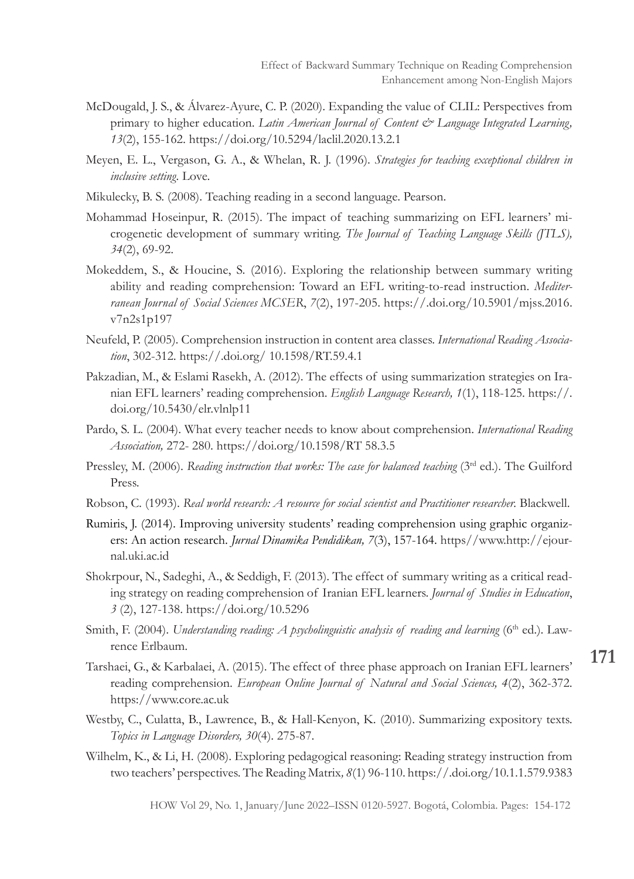McDougald, J. S., & Álvarez-Ayure, C. P. (2020). Expanding the value of CLIL: Perspectives from primary to higher education. *Latin American Journal of Content & Language Integrated Learning, 13*(2), 155-162. https://doi.org/10.5294/laclil.2020.13.2.1

Meyen, E. L., Vergason, G. A., & Whelan, R. J. (1996). *Strategies for teaching exceptional children in inclusive setting*. Love.

Mikulecky, B. S. (2008). Teaching reading in a second language. Pearson.

Mohammad Hoseinpur, R. (2015). The impact of teaching summarizing on EFL learners' microgenetic development of summary writing. *The Journal of Teaching Language Skills (JTLS), 34*(2), 69-92.

Mokeddem, S., & Houcine, S. (2016). Exploring the relationship between summary writing ability and reading comprehension: Toward an EFL writing-to-read instruction. *Mediterranean Journal of Social Sciences MCSER*, *7*(2), 197-205. https://.doi.org/10.5901/mjss.2016.v7n2s1p197

Neufeld, P. (2005). Comprehension instruction in content area classes. *International Reading Association*, 302-312. https://.doi.org/ 10.1598/RT.59.4.1

Pakzadian, M., & Eslami Rasekh, A. (2012). The effects of using summarization strategies on Iranian EFL learners' reading comprehension. *English Language Research, 1*(1), 118-125. https://.doi.org/10.5430/elr.vlnlp11

Pardo, S. L. (2004). What every teacher needs to know about comprehension. *International Reading Association,* 272- 280. https://doi.org/10.1598/RT 58.3.5

Pressley, M. (2006). *Reading instruction that works: The case for balanced teaching* (3rd ed.). The Guilford Press.

Robson, C. (1993). *Real world research: A resource for social scientist and Practitioner researcher.* Blackwell.

Rumiris, J. (2014). Improving university students' reading comprehension using graphic organizers: An action research. *Jurnal Dinamika Pendidikan, 7*(3), 157-164. https//www.http://ejournal.uki.ac.id

Shokrpour, N., Sadeghi, A., & Seddigh, F. (2013). The effect of summary writing as a critical reading strategy on reading comprehension of Iranian EFL learners. *Journal of Studies in Education*, *3* (2), 127-138. https://doi.org/10.5296

Smith, F. (2004). *Understanding reading: A psycholinguistic analysis of reading and learning* (6th ed.). Lawrence Erlbaum.

Tarshaei, G., & Karbalaei, A. (2015). The effect of three phase approach on Iranian EFL learners' reading comprehension. *European Online Journal of Natural and Social Sciences, 4*(2), 362-372. https://www.core.ac.uk

Westby, C., Culatta, B., Lawrence, B., & Hall-Kenyon, K. (2010). Summarizing expository texts. *Topics in Language Disorders, 30*(4). 275-87.

Wilhelm, K., & Li, H. (2008). Exploring pedagogical reasoning: Reading strategy instruction from two teachers' perspectives. The Reading Matrix*, 8*(1) 96-110. https://.doi.org/10.1.1.579.9383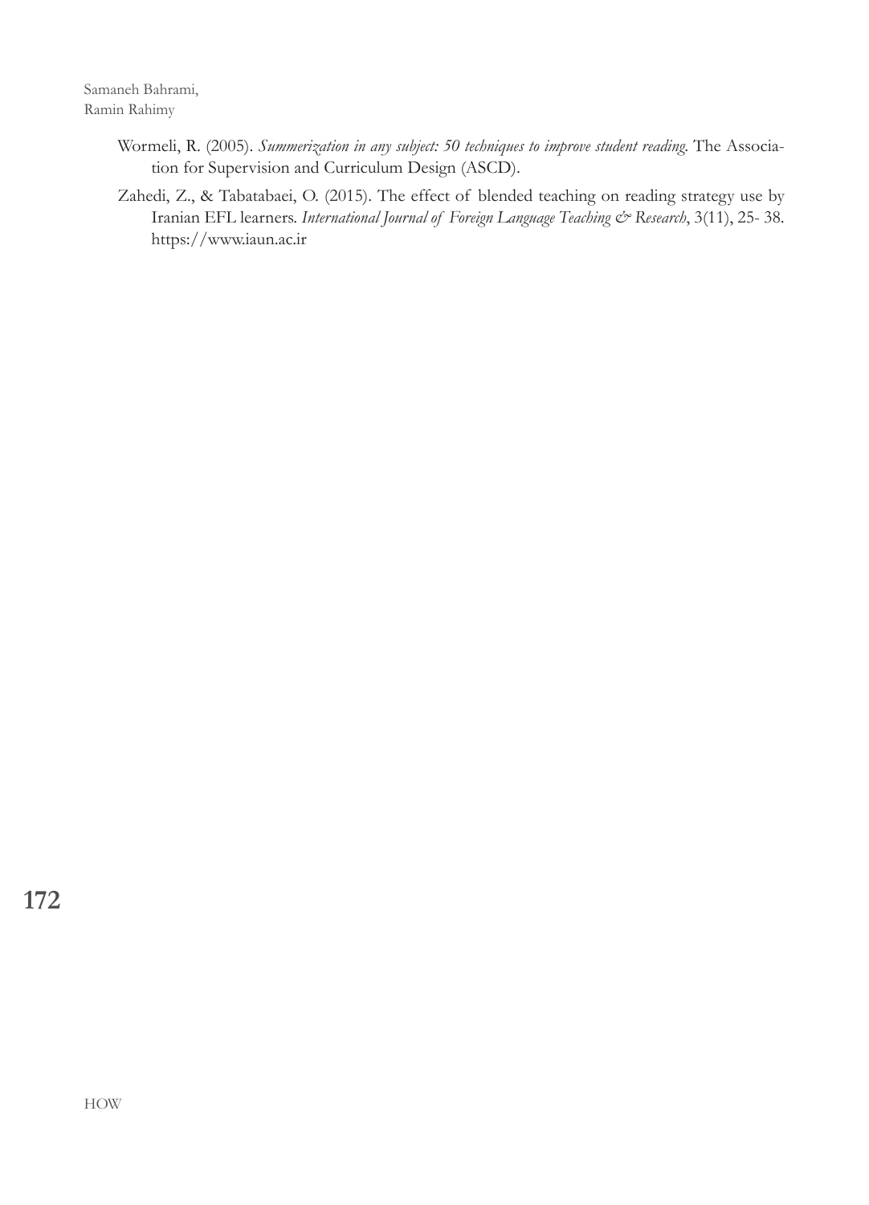Wormeli, R. (2005). *Summerization in any subject: 50 techniques to improve student reading.* The Association for Supervision and Curriculum Design (ASCD).

Zahedi, Z., & Tabatabaei, O. (2015). The effect of blended teaching on reading strategy use by Iranian EFL learners. *International Journal of Foreign Language Teaching & Research*, 3(11), 25- 38. https://www.iaun.ac.ir